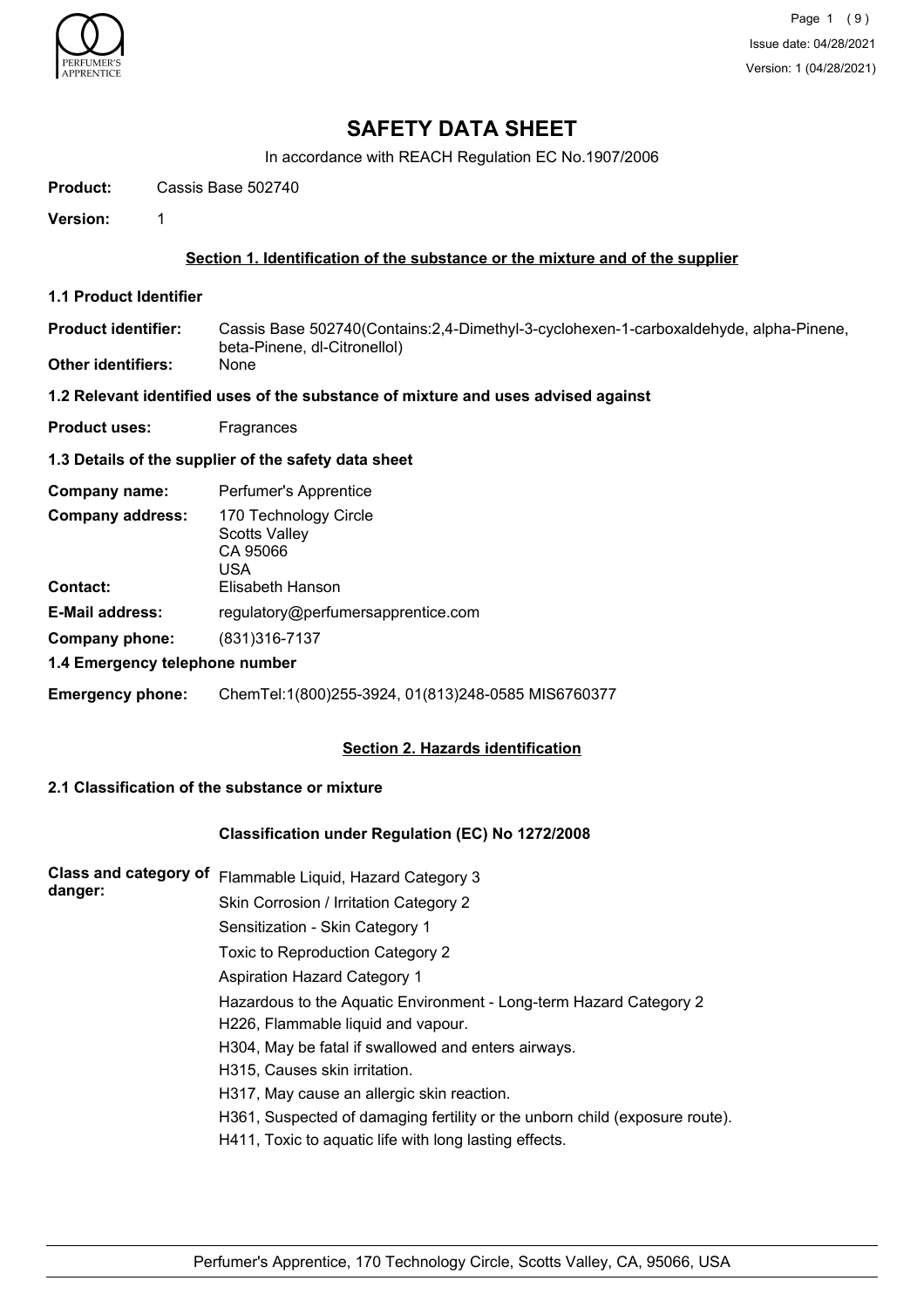# SAFETY DATA SHEET

In accordance with REACH Regulation EC No.1907/2006

**Product:** Cassis Base 502740

**Version:** 1

## Section 1. Identification of the substance or the mixture and of the supplier

### 1.1 Product Identifier

**Product identifier:** Cassis Base 502740(Contains:2,4-Dimethyl-3-cyclohexen-1-carboxaldehyde, alpha-Pinene, beta-Pinene, dl-Citronellol)

**Other identifiers:** None

### 1.2 Relevant identified uses of the substance of mixture and uses advised against

**Product uses:** Fragrances

### 1.3 Details of the supplier of the safety data sheet

**Company name:** Perfumer's Apprentice

**Company address:** 170 Technology Circle
Scotts Valley
CA 95066
USA

**Contact:** Elisabeth Hanson

**E-Mail address:** regulatory@perfumersapprentice.com

**Company phone:** (831)316-7137

### 1.4 Emergency telephone number

**Emergency phone:** ChemTel:1(800)255-3924, 01(813)248-0585 MIS6760377

## Section 2. Hazards identification

### 2.1 Classification of the substance or mixture

**Classification under Regulation (EC) No 1272/2008**

**Class and category of danger:**

Flammable Liquid, Hazard Category 3

Skin Corrosion / Irritation Category 2

Sensitization - Skin Category 1

Toxic to Reproduction Category 2

Aspiration Hazard Category 1

Hazardous to the Aquatic Environment - Long-term Hazard Category 2

H226, Flammable liquid and vapour.

H304, May be fatal if swallowed and enters airways.

H315, Causes skin irritation.

H317, May cause an allergic skin reaction.

H361, Suspected of damaging fertility or the unborn child (exposure route).

H411, Toxic to aquatic life with long lasting effects.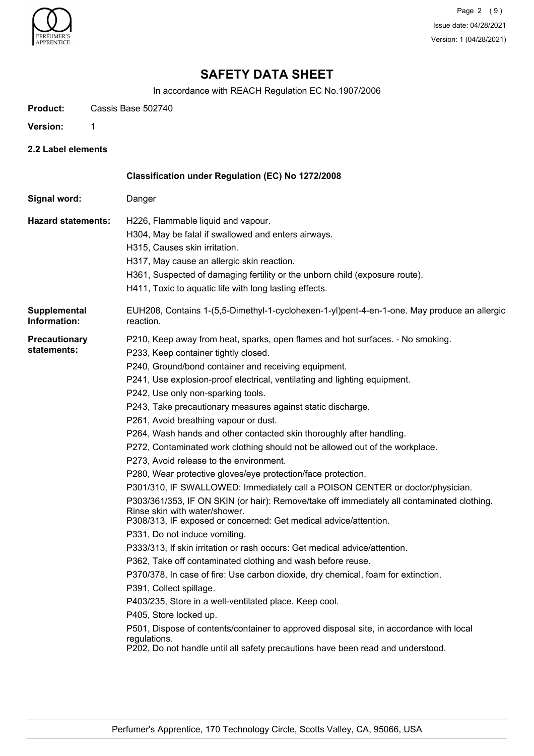# SAFETY DATA SHEET

In accordance with REACH Regulation EC No.1907/2006

**Product:** Cassis Base 502740

**Version:** 1

## 2.2 Label elements

**Classification under Regulation (EC) No 1272/2008**

**Signal word:** Danger

**Hazard statements:**

H226, Flammable liquid and vapour.
H304, May be fatal if swallowed and enters airways.
H315, Causes skin irritation.
H317, May cause an allergic skin reaction.
H361, Suspected of damaging fertility or the unborn child (exposure route).
H411, Toxic to aquatic life with long lasting effects.

**Supplemental Information:**

EUH208, Contains 1-(5,5-Dimethyl-1-cyclohexen-1-yl)pent-4-en-1-one. May produce an allergic reaction.

**Precautionary statements:**

P210, Keep away from heat, sparks, open flames and hot surfaces. - No smoking.
P233, Keep container tightly closed.
P240, Ground/bond container and receiving equipment.
P241, Use explosion-proof electrical, ventilating and lighting equipment.
P242, Use only non-sparking tools.
P243, Take precautionary measures against static discharge.
P261, Avoid breathing vapour or dust.
P264, Wash hands and other contacted skin thoroughly after handling.
P272, Contaminated work clothing should not be allowed out of the workplace.
P273, Avoid release to the environment.
P280, Wear protective gloves/eye protection/face protection.
P301/310, IF SWALLOWED: Immediately call a POISON CENTER or doctor/physician.
P303/361/353, IF ON SKIN (or hair): Remove/take off immediately all contaminated clothing. Rinse skin with water/shower.
P308/313, IF exposed or concerned: Get medical advice/attention.
P331, Do not induce vomiting.
P333/313, If skin irritation or rash occurs: Get medical advice/attention.
P362, Take off contaminated clothing and wash before reuse.
P370/378, In case of fire: Use carbon dioxide, dry chemical, foam for extinction.
P391, Collect spillage.
P403/235, Store in a well-ventilated place. Keep cool.
P405, Store locked up.
P501, Dispose of contents/container to approved disposal site, in accordance with local regulations.
P202, Do not handle until all safety precautions have been read and understood.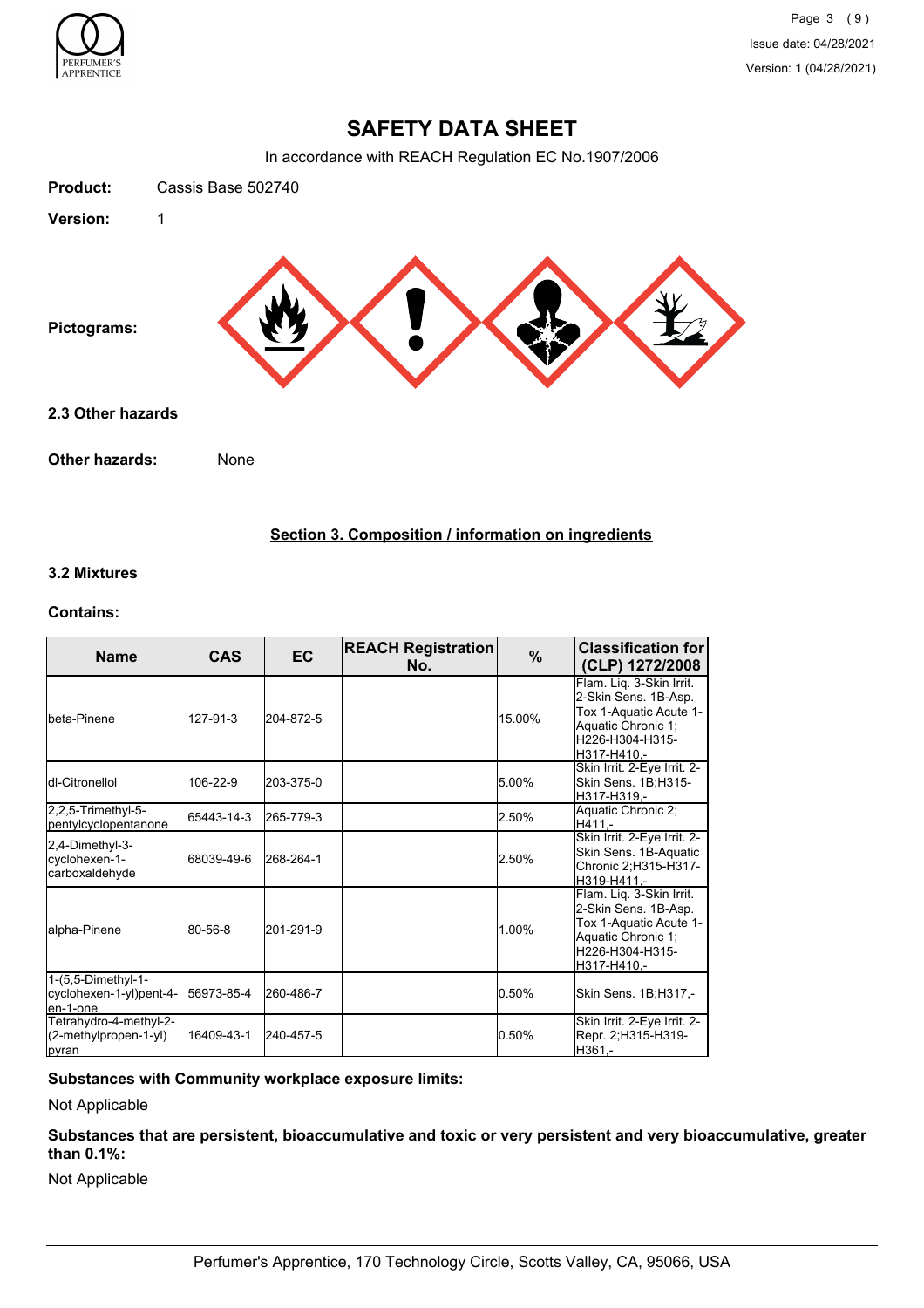# SAFETY DATA SHEET

In accordance with REACH Regulation EC No.1907/2006

**Product:** Cassis Base 502740

**Version:** 1

**Pictograms:**

### 2.3 Other hazards

**Other hazards:** None

## Section 3. Composition / information on ingredients

### 3.2 Mixtures

**Contains:**

| Name | CAS | EC | REACH Registration No. | % | Classification for (CLP) 1272/2008 |
|---|---|---|---|---|---|
| beta-Pinene | 127-91-3 | 204-872-5 | | 15.00% | Flam. Liq. 3-Skin Irrit. 2-Skin Sens. 1B-Asp. Tox 1-Aquatic Acute 1-Aquatic Chronic 1; H226-H304-H315-H317-H410,- |
| dl-Citronellol | 106-22-9 | 203-375-0 | | 5.00% | Skin Irrit. 2-Eye Irrit. 2-Skin Sens. 1B;H315-H317-H319,- |
| 2,2,5-Trimethyl-5-pentylcyclopentanone | 65443-14-3 | 265-779-3 | | 2.50% | Aquatic Chronic 2; H411,- |
| 2,4-Dimethyl-3-cyclohexen-1-carboxaldehyde | 68039-49-6 | 268-264-1 | | 2.50% | Skin Irrit. 2-Eye Irrit. 2-Skin Sens. 1B-Aquatic Chronic 2;H315-H317-H319-H411,- |
| alpha-Pinene | 80-56-8 | 201-291-9 | | 1.00% | Flam. Liq. 3-Skin Irrit. 2-Skin Sens. 1B-Asp. Tox 1-Aquatic Acute 1-Aquatic Chronic 1; H226-H304-H315-H317-H410,- |
| 1-(5,5-Dimethyl-1-cyclohexen-1-yl)pent-4-en-1-one | 56973-85-4 | 260-486-7 | | 0.50% | Skin Sens. 1B;H317,- |
| Tetrahydro-4-methyl-2-(2-methylpropen-1-yl) pyran | 16409-43-1 | 240-457-5 | | 0.50% | Skin Irrit. 2-Eye Irrit. 2-Repr. 2;H315-H319-H361,- |

**Substances with Community workplace exposure limits:**

Not Applicable

**Substances that are persistent, bioaccumulative and toxic or very persistent and very bioaccumulative, greater than 0.1%:**

Not Applicable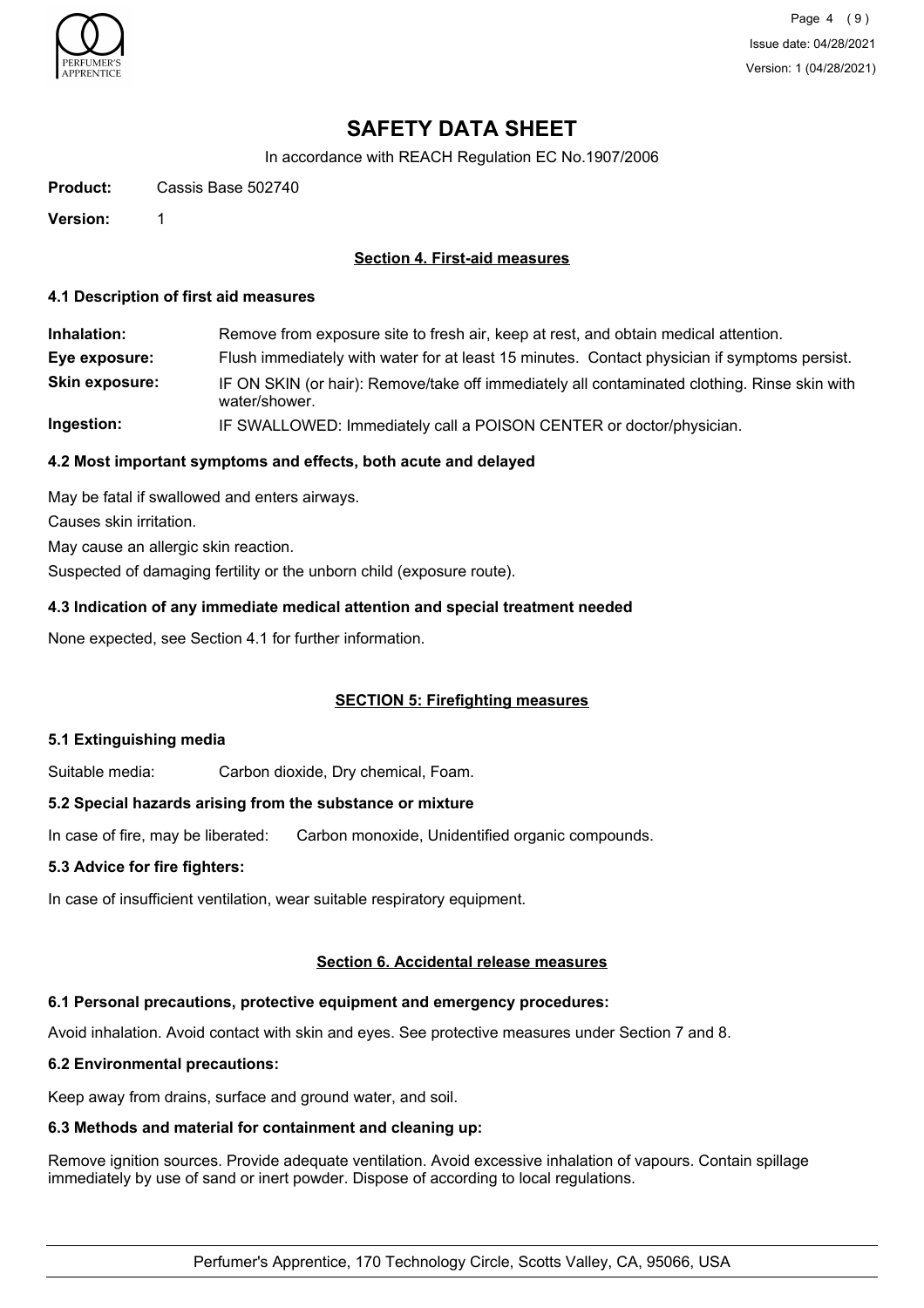# SAFETY DATA SHEET

In accordance with REACH Regulation EC No.1907/2006

**Product:** Cassis Base 502740

**Version:** 1

## Section 4. First-aid measures

### 4.1 Description of first aid measures

**Inhalation:** Remove from exposure site to fresh air, keep at rest, and obtain medical attention.

**Eye exposure:** Flush immediately with water for at least 15 minutes. Contact physician if symptoms persist.

**Skin exposure:** IF ON SKIN (or hair): Remove/take off immediately all contaminated clothing. Rinse skin with water/shower.

**Ingestion:** IF SWALLOWED: Immediately call a POISON CENTER or doctor/physician.

### 4.2 Most important symptoms and effects, both acute and delayed

May be fatal if swallowed and enters airways.

Causes skin irritation.

May cause an allergic skin reaction.

Suspected of damaging fertility or the unborn child (exposure route).

### 4.3 Indication of any immediate medical attention and special treatment needed

None expected, see Section 4.1 for further information.

## SECTION 5: Firefighting measures

### 5.1 Extinguishing media

Suitable media: Carbon dioxide, Dry chemical, Foam.

### 5.2 Special hazards arising from the substance or mixture

In case of fire, may be liberated: Carbon monoxide, Unidentified organic compounds.

### 5.3 Advice for fire fighters:

In case of insufficient ventilation, wear suitable respiratory equipment.

## Section 6. Accidental release measures

### 6.1 Personal precautions, protective equipment and emergency procedures:

Avoid inhalation. Avoid contact with skin and eyes. See protective measures under Section 7 and 8.

### 6.2 Environmental precautions:

Keep away from drains, surface and ground water, and soil.

### 6.3 Methods and material for containment and cleaning up:

Remove ignition sources. Provide adequate ventilation. Avoid excessive inhalation of vapours. Contain spillage immediately by use of sand or inert powder. Dispose of according to local regulations.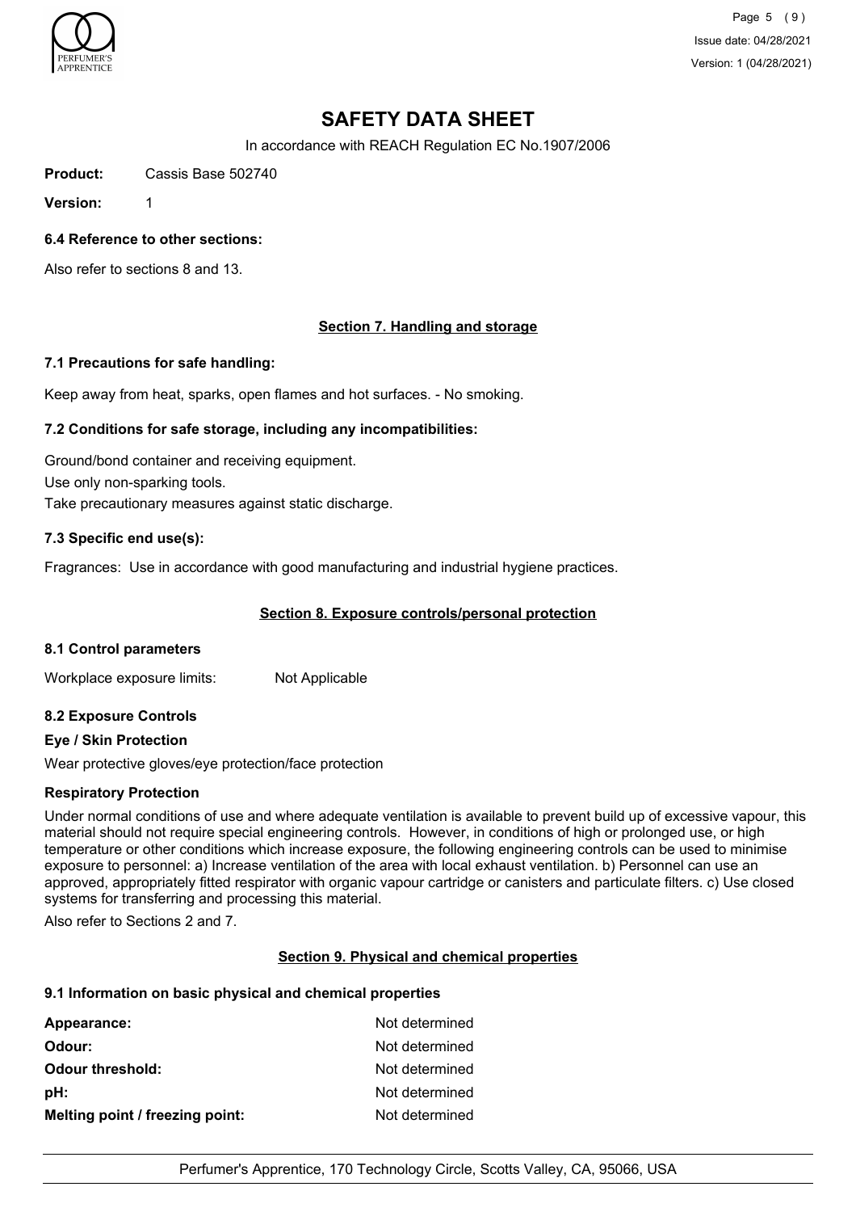# SAFETY DATA SHEET

In accordance with REACH Regulation EC No.1907/2006

**Product:** Cassis Base 502740

**Version:** 1

### 6.4 Reference to other sections:

Also refer to sections 8 and 13.

## Section 7. Handling and storage

### 7.1 Precautions for safe handling:

Keep away from heat, sparks, open flames and hot surfaces. - No smoking.

### 7.2 Conditions for safe storage, including any incompatibilities:

Ground/bond container and receiving equipment.

Use only non-sparking tools.

Take precautionary measures against static discharge.

### 7.3 Specific end use(s):

Fragrances: Use in accordance with good manufacturing and industrial hygiene practices.

## Section 8. Exposure controls/personal protection

### 8.1 Control parameters

Workplace exposure limits: Not Applicable

### 8.2 Exposure Controls

**Eye / Skin Protection**

Wear protective gloves/eye protection/face protection

**Respiratory Protection**

Under normal conditions of use and where adequate ventilation is available to prevent build up of excessive vapour, this material should not require special engineering controls. However, in conditions of high or prolonged use, or high temperature or other conditions which increase exposure, the following engineering controls can be used to minimise exposure to personnel: a) Increase ventilation of the area with local exhaust ventilation. b) Personnel can use an approved, appropriately fitted respirator with organic vapour cartridge or canisters and particulate filters. c) Use closed systems for transferring and processing this material.

Also refer to Sections 2 and 7.

## Section 9. Physical and chemical properties

### 9.1 Information on basic physical and chemical properties

| | |
|---|---|
| **Appearance:** | Not determined |
| **Odour:** | Not determined |
| **Odour threshold:** | Not determined |
| **pH:** | Not determined |
| **Melting point / freezing point:** | Not determined |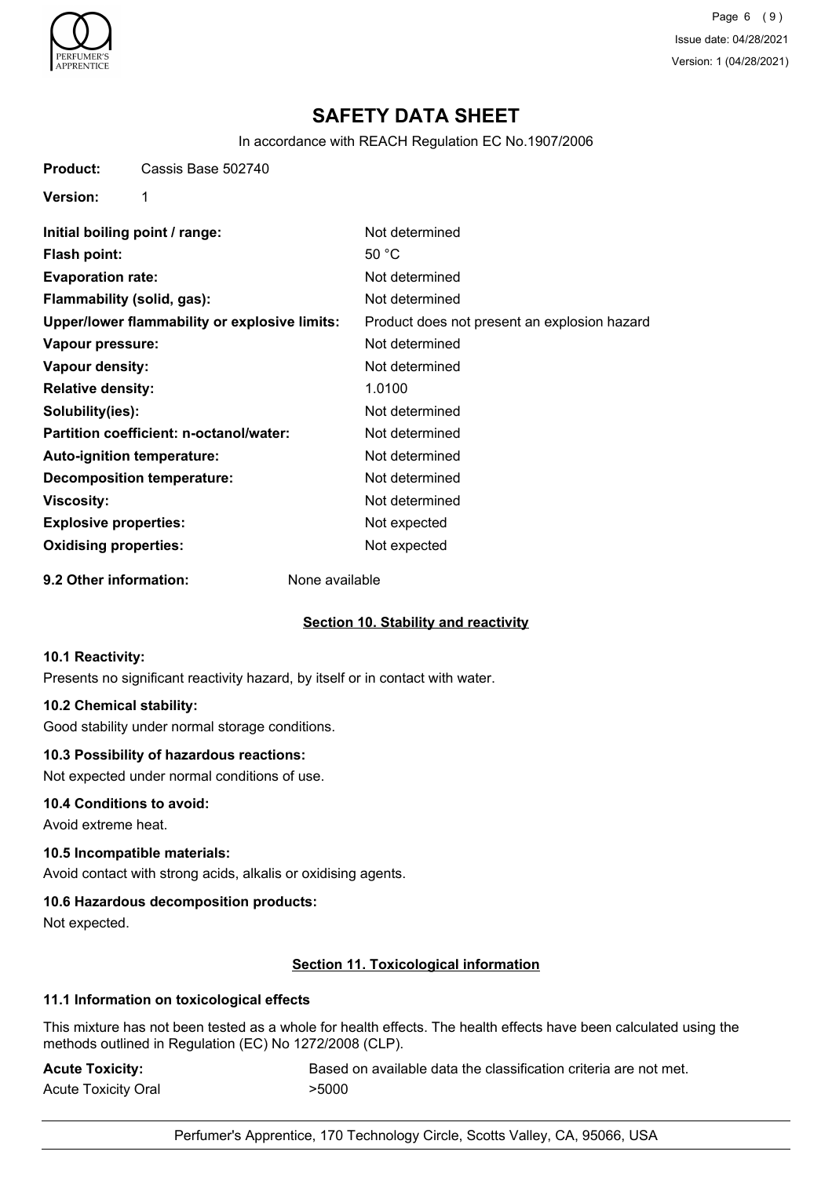# SAFETY DATA SHEET

In accordance with REACH Regulation EC No.1907/2006

**Product:** Cassis Base 502740

**Version:** 1

| | |
|---|---|
| **Initial boiling point / range:** | Not determined |
| **Flash point:** | 50 °C |
| **Evaporation rate:** | Not determined |
| **Flammability (solid, gas):** | Not determined |
| **Upper/lower flammability or explosive limits:** | Product does not present an explosion hazard |
| **Vapour pressure:** | Not determined |
| **Vapour density:** | Not determined |
| **Relative density:** | 1.0100 |
| **Solubility(ies):** | Not determined |
| **Partition coefficient: n-octanol/water:** | Not determined |
| **Auto-ignition temperature:** | Not determined |
| **Decomposition temperature:** | Not determined |
| **Viscosity:** | Not determined |
| **Explosive properties:** | Not expected |
| **Oxidising properties:** | Not expected |

**9.2 Other information:** None available

## Section 10. Stability and reactivity

### 10.1 Reactivity:

Presents no significant reactivity hazard, by itself or in contact with water.

### 10.2 Chemical stability:

Good stability under normal storage conditions.

### 10.3 Possibility of hazardous reactions:

Not expected under normal conditions of use.

### 10.4 Conditions to avoid:

Avoid extreme heat.

### 10.5 Incompatible materials:

Avoid contact with strong acids, alkalis or oxidising agents.

### 10.6 Hazardous decomposition products:

Not expected.

## Section 11. Toxicological information

### 11.1 Information on toxicological effects

This mixture has not been tested as a whole for health effects. The health effects have been calculated using the methods outlined in Regulation (EC) No 1272/2008 (CLP).

| | |
|---|---|
| **Acute Toxicity:** | Based on available data the classification criteria are not met. |
| Acute Toxicity Oral | >5000 |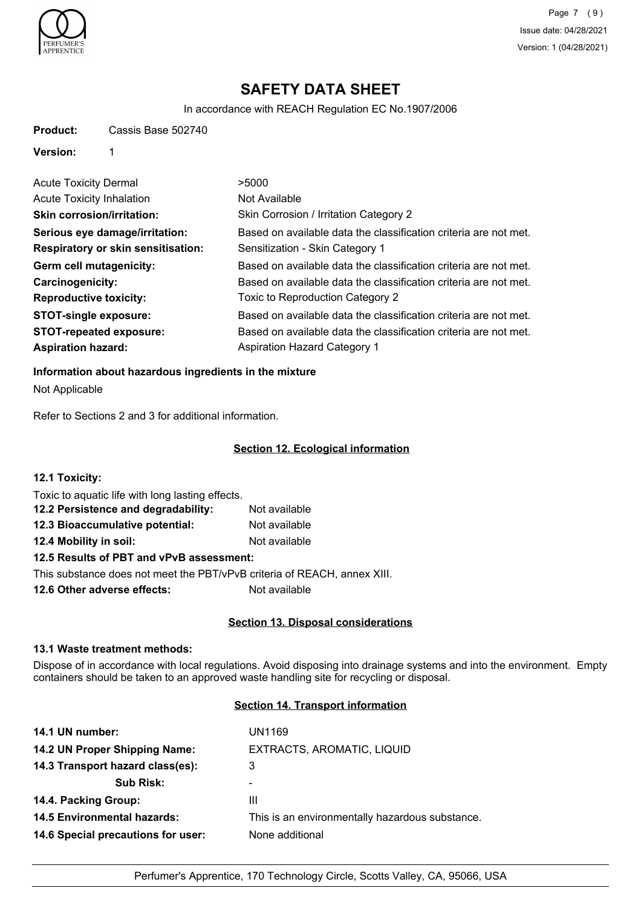# SAFETY DATA SHEET

In accordance with REACH Regulation EC No.1907/2006

**Product:** Cassis Base 502740

**Version:** 1

| | |
|---|---|
| Acute Toxicity Dermal | >5000 |
| Acute Toxicity Inhalation | Not Available |
| **Skin corrosion/irritation:** | Skin Corrosion / Irritation Category 2 |
| **Serious eye damage/irritation:** | Based on available data the classification criteria are not met. |
| **Respiratory or skin sensitisation:** | Sensitization - Skin Category 1 |
| **Germ cell mutagenicity:** | Based on available data the classification criteria are not met. |
| **Carcinogenicity:** | Based on available data the classification criteria are not met. |
| **Reproductive toxicity:** | Toxic to Reproduction Category 2 |
| **STOT-single exposure:** | Based on available data the classification criteria are not met. |
| **STOT-repeated exposure:** | Based on available data the classification criteria are not met. |
| **Aspiration hazard:** | Aspiration Hazard Category 1 |

**Information about hazardous ingredients in the mixture**

Not Applicable

Refer to Sections 2 and 3 for additional information.

## Section 12. Ecological information

**12.1 Toxicity:**

Toxic to aquatic life with long lasting effects.

**12.2 Persistence and degradability:** Not available

**12.3 Bioaccumulative potential:** Not available

**12.4 Mobility in soil:** Not available

**12.5 Results of PBT and vPvB assessment:**

This substance does not meet the PBT/vPvB criteria of REACH, annex XIII.

**12.6 Other adverse effects:** Not available

## Section 13. Disposal considerations

**13.1 Waste treatment methods:**

Dispose of in accordance with local regulations. Avoid disposing into drainage systems and into the environment. Empty containers should be taken to an approved waste handling site for recycling or disposal.

## Section 14. Transport information

| | |
|---|---|
| **14.1 UN number:** | UN1169 |
| **14.2 UN Proper Shipping Name:** | EXTRACTS, AROMATIC, LIQUID |
| **14.3 Transport hazard class(es):** | 3 |
| **Sub Risk:** | - |
| **14.4. Packing Group:** | III |
| **14.5 Environmental hazards:** | This is an environmentally hazardous substance. |
| **14.6 Special precautions for user:** | None additional |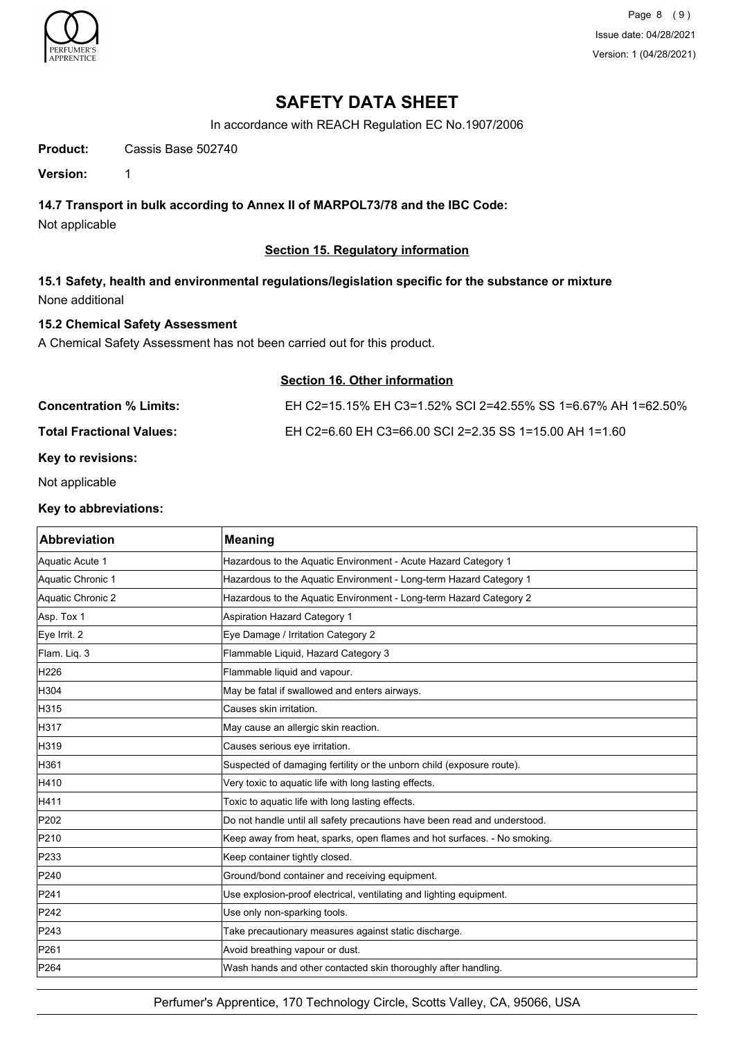# SAFETY DATA SHEET

In accordance with REACH Regulation EC No.1907/2006

**Product:** Cassis Base 502740

**Version:** 1

### 14.7 Transport in bulk according to Annex II of MARPOL73/78 and the IBC Code:

Not applicable

## Section 15. Regulatory information

### 15.1 Safety, health and environmental regulations/legislation specific for the substance or mixture

None additional

### 15.2 Chemical Safety Assessment

A Chemical Safety Assessment has not been carried out for this product.

## Section 16. Other information

**Concentration % Limits:** EH C2=15.15% EH C3=1.52% SCI 2=42.55% SS 1=6.67% AH 1=62.50%

**Total Fractional Values:** EH C2=6.60 EH C3=66.00 SCI 2=2.35 SS 1=15.00 AH 1=1.60

**Key to revisions:**

Not applicable

**Key to abbreviations:**

| Abbreviation | Meaning |
|---|---|
| Aquatic Acute 1 | Hazardous to the Aquatic Environment - Acute Hazard Category 1 |
| Aquatic Chronic 1 | Hazardous to the Aquatic Environment - Long-term Hazard Category 1 |
| Aquatic Chronic 2 | Hazardous to the Aquatic Environment - Long-term Hazard Category 2 |
| Asp. Tox 1 | Aspiration Hazard Category 1 |
| Eye Irrit. 2 | Eye Damage / Irritation Category 2 |
| Flam. Liq. 3 | Flammable Liquid, Hazard Category 3 |
| H226 | Flammable liquid and vapour. |
| H304 | May be fatal if swallowed and enters airways. |
| H315 | Causes skin irritation. |
| H317 | May cause an allergic skin reaction. |
| H319 | Causes serious eye irritation. |
| H361 | Suspected of damaging fertility or the unborn child (exposure route). |
| H410 | Very toxic to aquatic life with long lasting effects. |
| H411 | Toxic to aquatic life with long lasting effects. |
| P202 | Do not handle until all safety precautions have been read and understood. |
| P210 | Keep away from heat, sparks, open flames and hot surfaces. - No smoking. |
| P233 | Keep container tightly closed. |
| P240 | Ground/bond container and receiving equipment. |
| P241 | Use explosion-proof electrical, ventilating and lighting equipment. |
| P242 | Use only non-sparking tools. |
| P243 | Take precautionary measures against static discharge. |
| P261 | Avoid breathing vapour or dust. |
| P264 | Wash hands and other contacted skin thoroughly after handling. |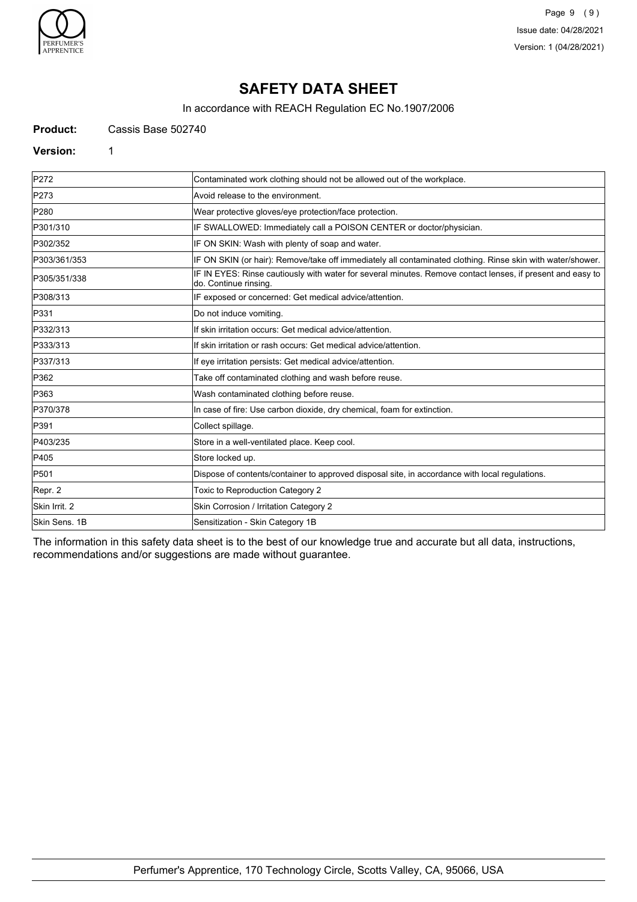# SAFETY DATA SHEET

In accordance with REACH Regulation EC No.1907/2006

**Product:** Cassis Base 502740

**Version:** 1

| | |
|---|---|
| P272 | Contaminated work clothing should not be allowed out of the workplace. |
| P273 | Avoid release to the environment. |
| P280 | Wear protective gloves/eye protection/face protection. |
| P301/310 | IF SWALLOWED: Immediately call a POISON CENTER or doctor/physician. |
| P302/352 | IF ON SKIN: Wash with plenty of soap and water. |
| P303/361/353 | IF ON SKIN (or hair): Remove/take off immediately all contaminated clothing. Rinse skin with water/shower. |
| P305/351/338 | IF IN EYES: Rinse cautiously with water for several minutes. Remove contact lenses, if present and easy to do. Continue rinsing. |
| P308/313 | IF exposed or concerned: Get medical advice/attention. |
| P331 | Do not induce vomiting. |
| P332/313 | If skin irritation occurs: Get medical advice/attention. |
| P333/313 | If skin irritation or rash occurs: Get medical advice/attention. |
| P337/313 | If eye irritation persists: Get medical advice/attention. |
| P362 | Take off contaminated clothing and wash before reuse. |
| P363 | Wash contaminated clothing before reuse. |
| P370/378 | In case of fire: Use carbon dioxide, dry chemical, foam for extinction. |
| P391 | Collect spillage. |
| P403/235 | Store in a well-ventilated place. Keep cool. |
| P405 | Store locked up. |
| P501 | Dispose of contents/container to approved disposal site, in accordance with local regulations. |
| Repr. 2 | Toxic to Reproduction Category 2 |
| Skin Irrit. 2 | Skin Corrosion / Irritation Category 2 |
| Skin Sens. 1B | Sensitization - Skin Category 1B |

The information in this safety data sheet is to the best of our knowledge true and accurate but all data, instructions, recommendations and/or suggestions are made without guarantee.